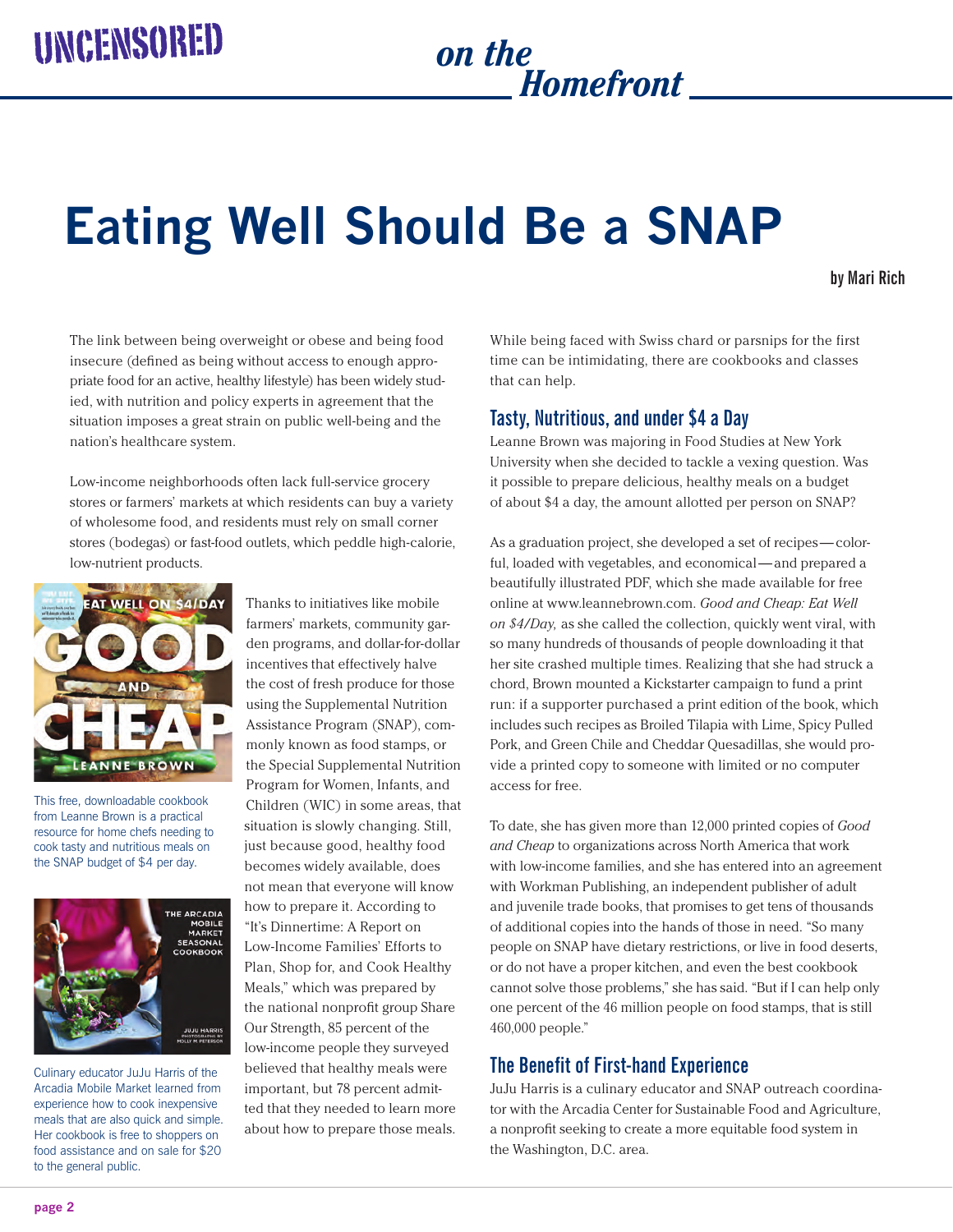# Eating Well Should Be a SNAP

by Mari Rich

The link between being overweight or obese and being food insecure (defined as being without access to enough appropriate food for an active, healthy lifestyle) has been widely studied, with nutrition and policy experts in agreement that the situation imposes a great strain on public well-being and the nation's healthcare system.

Low-income neighborhoods often lack full-service grocery stores or farmers' markets at which residents can buy a variety of wholesome food, and residents must rely on small corner stores (bodegas) or fast-food outlets, which peddle high-calorie, low-nutrient products.

This free, downloadable cookbook from Leanne Brown is a practical resource for home chefs needing to cook tasty and nutritious meals on the SNAP budget of $4 per day.

Culinary educator JuJu Harris of the Arcadia Mobile Market learned from experience how to cook inexpensive meals that are also quick and simple. Her cookbook is free to shoppers on food assistance and on sale for $20 to the general public.

Thanks to initiatives like mobile farmers' markets, community garden programs, and dollar-for-dollar incentives that effectively halve the cost of fresh produce for those using the Supplemental Nutrition Assistance Program (SNAP), commonly known as food stamps, or the Special Supplemental Nutrition Program for Women, Infants, and Children (WIC) in some areas, that situation is slowly changing. Still, just because good, healthy food becomes widely available, does not mean that everyone will know how to prepare it. According to "It's Dinnertime: A Report on Low-Income Families' Efforts to Plan, Shop for, and Cook Healthy Meals," which was prepared by the national nonprofit group Share Our Strength, 85 percent of the low-income people they surveyed believed that healthy meals were important, but 78 percent admitted that they needed to learn more about how to prepare those meals.

While being faced with Swiss chard or parsnips for the first time can be intimidating, there are cookbooks and classes that can help.

## Tasty, Nutritious, and under $4 a Day

Leanne Brown was majoring in Food Studies at New York University when she decided to tackle a vexing question. Was it possible to prepare delicious, healthy meals on a budget of about $4 a day, the amount allotted per person on SNAP?

As a graduation project, she developed a set of recipes—colorful, loaded with vegetables, and economical—and prepared a beautifully illustrated PDF, which she made available for free online at www.leannebrown.com. *Good and Cheap: Eat Well on $4/Day,* as she called the collection, quickly went viral, with so many hundreds of thousands of people downloading it that her site crashed multiple times. Realizing that she had struck a chord, Brown mounted a Kickstarter campaign to fund a print run: if a supporter purchased a print edition of the book, which includes such recipes as Broiled Tilapia with Lime, Spicy Pulled Pork, and Green Chile and Cheddar Quesadillas, she would provide a printed copy to someone with limited or no computer access for free.

To date, she has given more than 12,000 printed copies of *Good and Cheap* to organizations across North America that work with low-income families, and she has entered into an agreement with Workman Publishing, an independent publisher of adult and juvenile trade books, that promises to get tens of thousands of additional copies into the hands of those in need. "So many people on SNAP have dietary restrictions, or live in food deserts, or do not have a proper kitchen, and even the best cookbook cannot solve those problems," she has said. "But if I can help only one percent of the 46 million people on food stamps, that is still 460,000 people."

## The Benefit of First-hand Experience

JuJu Harris is a culinary educator and SNAP outreach coordinator with the Arcadia Center for Sustainable Food and Agriculture, a nonprofit seeking to create a more equitable food system in the Washington, D.C. area.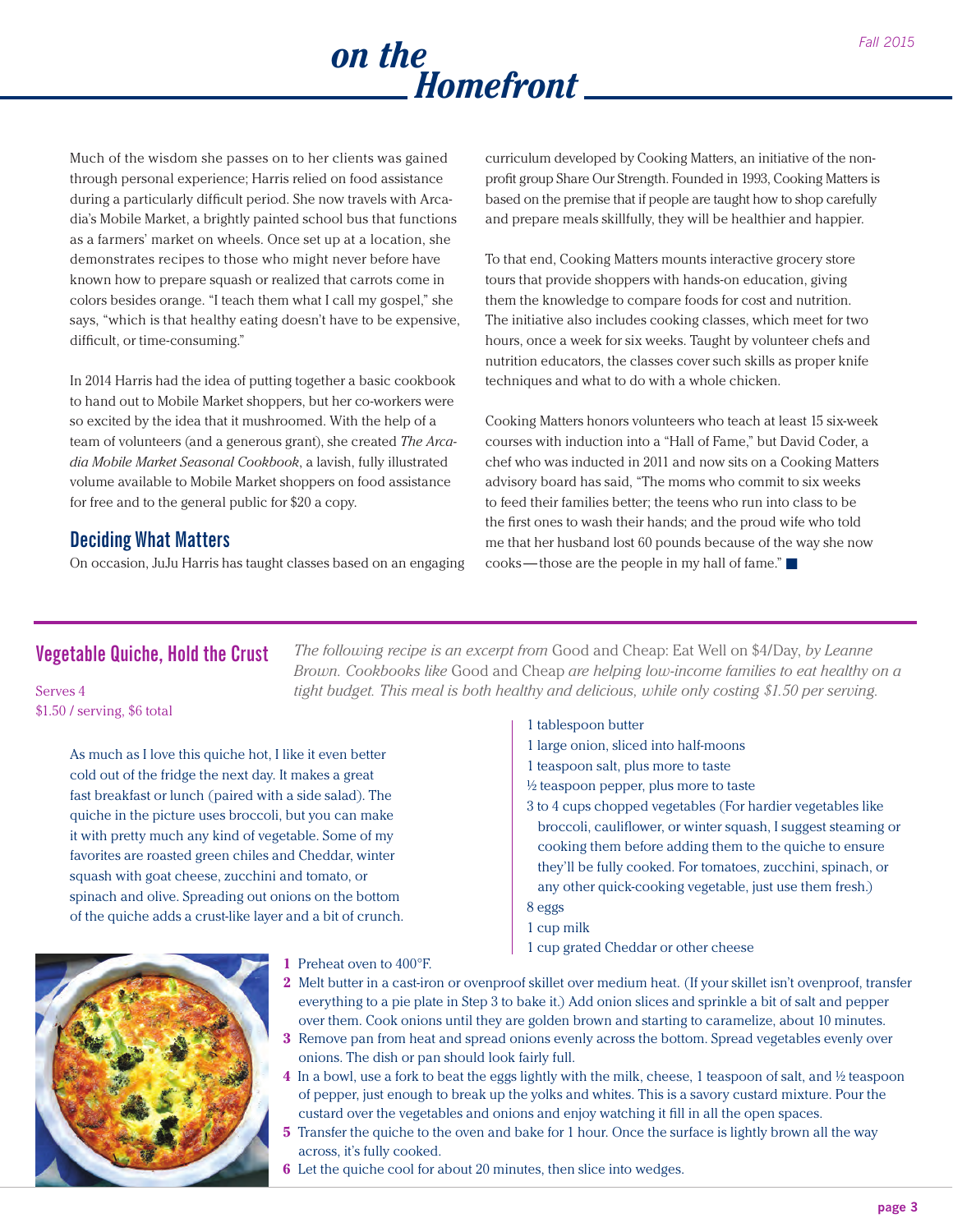Much of the wisdom she passes on to her clients was gained through personal experience; Harris relied on food assistance during a particularly difficult period. She now travels with Arcadia's Mobile Market, a brightly painted school bus that functions as a farmers' market on wheels. Once set up at a location, she demonstrates recipes to those who might never before have known how to prepare squash or realized that carrots come in colors besides orange. "I teach them what I call my gospel," she says, "which is that healthy eating doesn't have to be expensive, difficult, or time-consuming."

In 2014 Harris had the idea of putting together a basic cookbook to hand out to Mobile Market shoppers, but her co-workers were so excited by the idea that it mushroomed. With the help of a team of volunteers (and a generous grant), she created *The Arcadia Mobile Market Seasonal Cookbook*, a lavish, fully illustrated volume available to Mobile Market shoppers on food assistance for free and to the general public for $20 a copy.

## Deciding What Matters

On occasion, JuJu Harris has taught classes based on an engaging curriculum developed by Cooking Matters, an initiative of the non-profit group Share Our Strength. Founded in 1993, Cooking Matters is based on the premise that if people are taught how to shop carefully and prepare meals skillfully, they will be healthier and happier.

To that end, Cooking Matters mounts interactive grocery store tours that provide shoppers with hands-on education, giving them the knowledge to compare foods for cost and nutrition. The initiative also includes cooking classes, which meet for two hours, once a week for six weeks. Taught by volunteer chefs and nutrition educators, the classes cover such skills as proper knife techniques and what to do with a whole chicken.

Cooking Matters honors volunteers who teach at least 15 six-week courses with induction into a "Hall of Fame," but David Coder, a chef who was inducted in 2011 and now sits on a Cooking Matters advisory board has said, "The moms who commit to six weeks to feed their families better; the teens who run into class to be the first ones to wash their hands; and the proud wife who told me that her husband lost 60 pounds because of the way she now cooks—those are the people in my hall of fame." ■

## Vegetable Quiche, Hold the Crust

*The following recipe is an excerpt from* Good and Cheap: Eat Well on $4/Day, *by Leanne Brown. Cookbooks like* Good and Cheap *are helping low-income families to eat healthy on a tight budget. This meal is both healthy and delicious, while only costing $1.50 per serving.*

Serves 4
$1.50 / serving, $6 total

As much as I love this quiche hot, I like it even better cold out of the fridge the next day. It makes a great fast breakfast or lunch (paired with a side salad). The quiche in the picture uses broccoli, but you can make it with pretty much any kind of vegetable. Some of my favorites are roasted green chiles and Cheddar, winter squash with goat cheese, zucchini and tomato, or spinach and olive. Spreading out onions on the bottom of the quiche adds a crust-like layer and a bit of crunch.

- 1 tablespoon butter
- 1 large onion, sliced into half-moons
- 1 teaspoon salt, plus more to taste
- ½ teaspoon pepper, plus more to taste
- 3 to 4 cups chopped vegetables (For hardier vegetables like broccoli, cauliflower, or winter squash, I suggest steaming or cooking them before adding them to the quiche to ensure they'll be fully cooked. For tomatoes, zucchini, spinach, or any other quick-cooking vegetable, just use them fresh.)
- 8 eggs
- 1 cup milk
- 1 cup grated Cheddar or other cheese

1. Preheat oven to 400°F.
2. Melt butter in a cast-iron or ovenproof skillet over medium heat. (If your skillet isn't ovenproof, transfer everything to a pie plate in Step 3 to bake it.) Add onion slices and sprinkle a bit of salt and pepper over them. Cook onions until they are golden brown and starting to caramelize, about 10 minutes.
3. Remove pan from heat and spread onions evenly across the bottom. Spread vegetables evenly over onions. The dish or pan should look fairly full.
4. In a bowl, use a fork to beat the eggs lightly with the milk, cheese, 1 teaspoon of salt, and ½ teaspoon of pepper, just enough to break up the yolks and whites. This is a savory custard mixture. Pour the custard over the vegetables and onions and enjoy watching it fill in all the open spaces.
5. Transfer the quiche to the oven and bake for 1 hour. Once the surface is lightly brown all the way across, it's fully cooked.
6. Let the quiche cool for about 20 minutes, then slice into wedges.